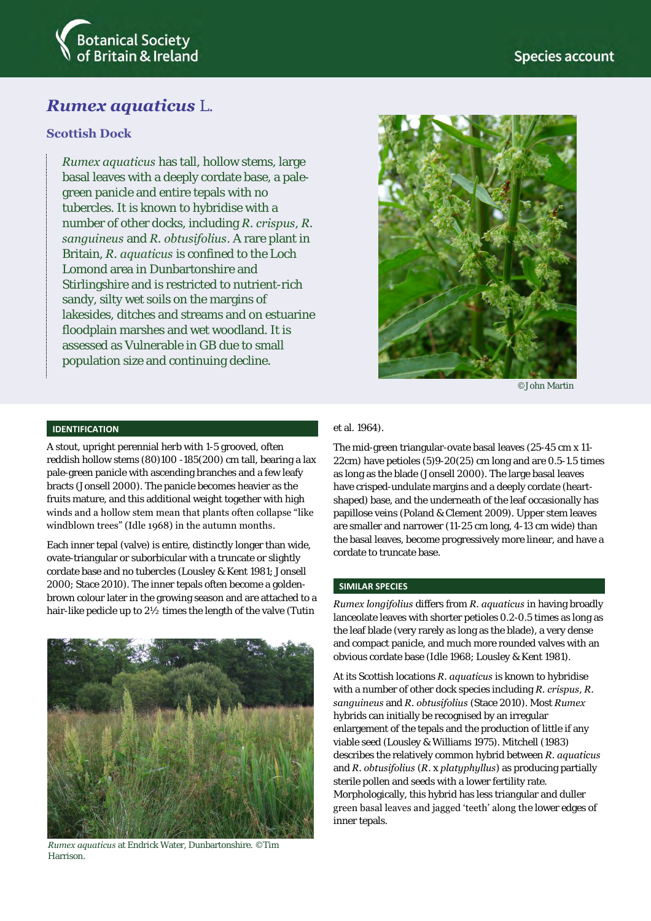Botanical Society of Britain & Ireland

Species account

# *Rumex aquaticus* L.

## Scottish Dock

*Rumex aquaticus* has tall, hollow stems, large basal leaves with a deeply cordate base, a pale-green panicle and entire tepals with no tubercles. It is known to hybridise with a number of other docks, including *R. crispus*, *R. sanguineus* and *R. obtusifolius*. A rare plant in Britain, *R. aquaticus* is confined to the Loch Lomond area in Dunbartonshire and Stirlingshire and is restricted to nutrient-rich sandy, silty wet soils on the margins of lakesides, ditches and streams and on estuarine floodplain marshes and wet woodland. It is assessed as Vulnerable in GB due to small population size and continuing decline.

©John Martin

### IDENTIFICATION

A stout, upright perennial herb with 1-5 grooved, often reddish hollow stems (80)100 -185(200) cm tall, bearing a lax pale-green panicle with ascending branches and a few leafy bracts (Jonsell 2000). The panicle becomes heavier as the fruits mature, and this additional weight together with high winds and a hollow stem mean that plants often collapse "like windblown trees" (Idle 1968) in the autumn months.

Each inner tepal (valve) is entire, distinctly longer than wide, ovate-triangular or suborbicular with a truncate or slightly cordate base and no tubercles (Lousley & Kent 1981; Jonsell 2000; Stace 2010). The inner tepals often become a golden-brown colour later in the growing season and are attached to a hair-like pedicle up to 2½ times the length of the valve (Tutin et al. 1964).

*Rumex aquaticus* at Endrick Water, Dunbartonshire. ©Tim Harrison.

The mid-green triangular-ovate basal leaves (25-45 cm x 11-22cm) have petioles (5)9-20(25) cm long and are 0.5-1.5 times as long as the blade (Jonsell 2000). The large basal leaves have crisped-undulate margins and a deeply cordate (heart-shaped) base, and the underneath of the leaf occasionally has papillose veins (Poland & Clement 2009). Upper stem leaves are smaller and narrower (11-25 cm long, 4-13 cm wide) than the basal leaves, become progressively more linear, and have a cordate to truncate base.

### SIMILAR SPECIES

*Rumex longifolius* differs from *R. aquaticus* in having broadly lanceolate leaves with shorter petioles 0.2-0.5 times as long as the leaf blade (very rarely as long as the blade), a very dense and compact panicle, and much more rounded valves with an obvious cordate base (Idle 1968; Lousley & Kent 1981).

At its Scottish locations *R. aquaticus* is known to hybridise with a number of other dock species including *R. crispus*, *R. sanguineus* and *R. obtusifolius* (Stace 2010). Most *Rumex* hybrids can initially be recognised by an irregular enlargement of the tepals and the production of little if any viable seed (Lousley & Williams 1975). Mitchell (1983) describes the relatively common hybrid between *R. aquaticus* and *R. obtusifolius* (*R.* x *platyphyllus*) as producing partially sterile pollen and seeds with a lower fertility rate. Morphologically, this hybrid has less triangular and duller green basal leaves and jagged 'teeth' along the lower edges of inner tepals.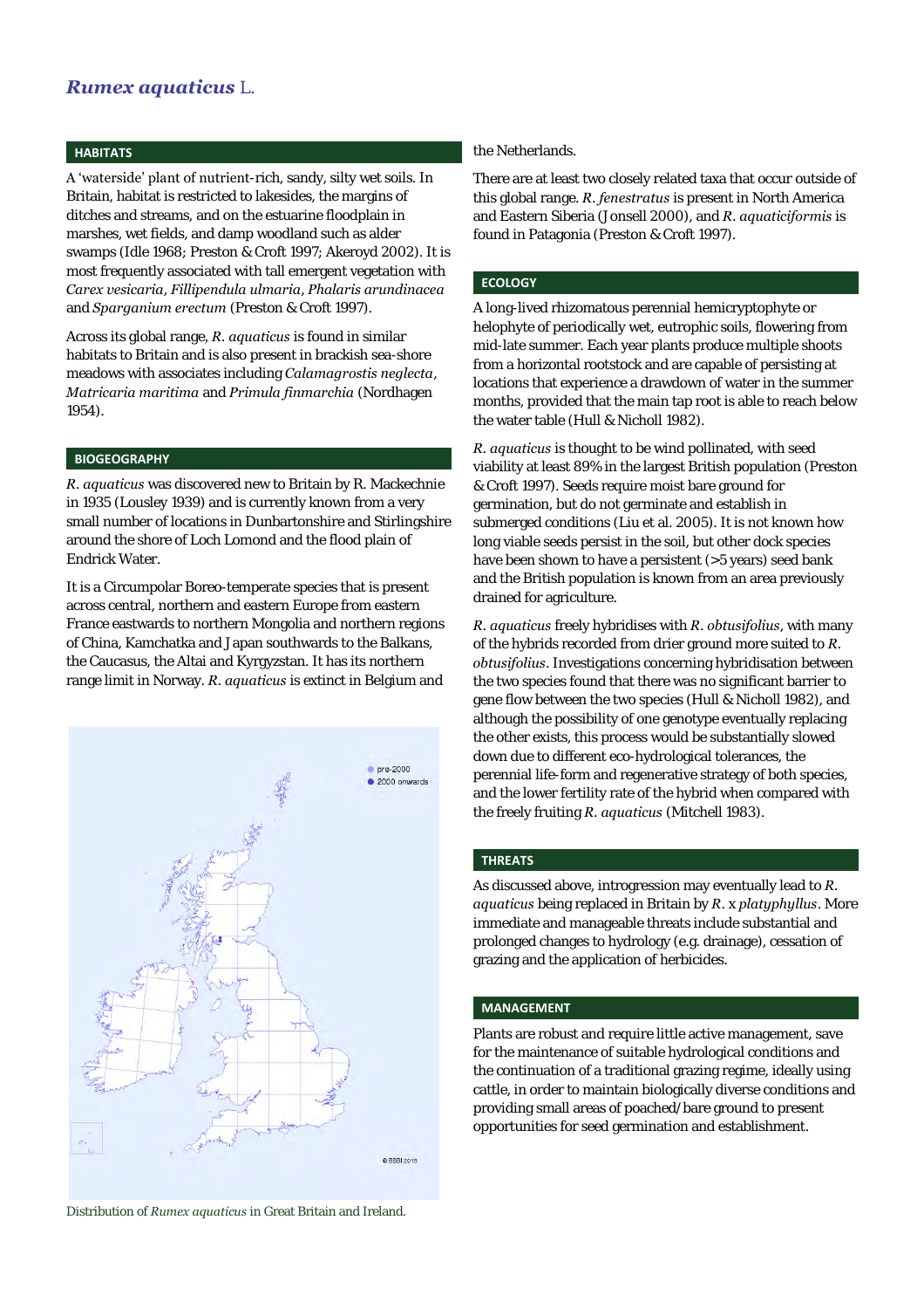# *Rumex aquaticus* L.

## HABITATS

A 'waterside' plant of nutrient-rich, sandy, silty wet soils. In Britain, habitat is restricted to lakesides, the margins of ditches and streams, and on the estuarine floodplain in marshes, wet fields, and damp woodland such as alder swamps (Idle 1968; Preston & Croft 1997; Akeroyd 2002). It is most frequently associated with tall emergent vegetation with *Carex vesicaria*, *Fillipendula ulmaria*, *Phalaris arundinacea* and *Sparganium erectum* (Preston & Croft 1997).

Across its global range, *R. aquaticus* is found in similar habitats to Britain and is also present in brackish sea-shore meadows with associates including *Calamagrostis neglecta*, *Matricaria maritima* and *Primula finmarchia* (Nordhagen 1954).

## BIOGEOGRAPHY

*R. aquaticus* was discovered new to Britain by R. Mackechnie in 1935 (Lousley 1939) and is currently known from a very small number of locations in Dunbartonshire and Stirlingshire around the shore of Loch Lomond and the flood plain of Endrick Water.

It is a Circumpolar Boreo-temperate species that is present across central, northern and eastern Europe from eastern France eastwards to northern Mongolia and northern regions of China, Kamchatka and Japan southwards to the Balkans, the Caucasus, the Altai and Kyrgyzstan. It has its northern range limit in Norway. *R. aquaticus* is extinct in Belgium and the Netherlands.

There are at least two closely related taxa that occur outside of this global range. *R. fenestratus* is present in North America and Eastern Siberia (Jonsell 2000), and *R. aquaticiformis* is found in Patagonia (Preston & Croft 1997).

Distribution of *Rumex aquaticus* in Great Britain and Ireland.

## ECOLOGY

A long-lived rhizomatous perennial hemicryptophyte or helophyte of periodically wet, eutrophic soils, flowering from mid-late summer. Each year plants produce multiple shoots from a horizontal rootstock and are capable of persisting at locations that experience a drawdown of water in the summer months, provided that the main tap root is able to reach below the water table (Hull & Nicholl 1982).

*R. aquaticus* is thought to be wind pollinated, with seed viability at least 89% in the largest British population (Preston & Croft 1997). Seeds require moist bare ground for germination, but do not germinate and establish in submerged conditions (Liu et al. 2005). It is not known how long viable seeds persist in the soil, but other dock species have been shown to have a persistent (>5 years) seed bank and the British population is known from an area previously drained for agriculture.

*R. aquaticus* freely hybridises with *R. obtusifolius*, with many of the hybrids recorded from drier ground more suited to *R. obtusifolius*. Investigations concerning hybridisation between the two species found that there was no significant barrier to gene flow between the two species (Hull & Nicholl 1982), and although the possibility of one genotype eventually replacing the other exists, this process would be substantially slowed down due to different eco-hydrological tolerances, the perennial life-form and regenerative strategy of both species, and the lower fertility rate of the hybrid when compared with the freely fruiting *R. aquaticus* (Mitchell 1983).

## THREATS

As discussed above, introgression may eventually lead to *R. aquaticus* being replaced in Britain by *R.* x *platyphyllus*. More immediate and manageable threats include substantial and prolonged changes to hydrology (e.g. drainage), cessation of grazing and the application of herbicides.

## MANAGEMENT

Plants are robust and require little active management, save for the maintenance of suitable hydrological conditions and the continuation of a traditional grazing regime, ideally using cattle, in order to maintain biologically diverse conditions and providing small areas of poached/bare ground to present opportunities for seed germination and establishment.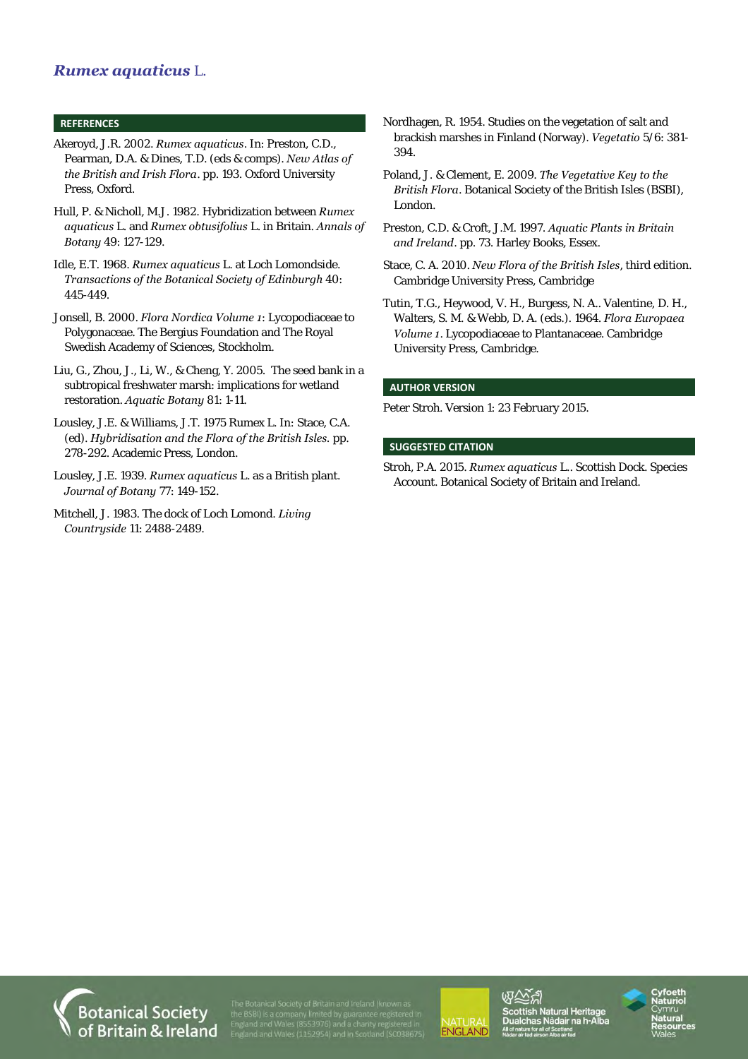# *Rumex aquaticus* L.

## REFERENCES

Akeroyd, J.R. 2002. *Rumex aquaticus*. In: Preston, C.D., Pearman, D.A. & Dines, T.D. (eds & comps). *New Atlas of the British and Irish Flora*. pp. 193. Oxford University Press, Oxford.

Hull, P. & Nicholl, M.J. 1982. Hybridization between *Rumex aquaticus* L. and *Rumex obtusifolius* L. in Britain. *Annals of Botany* 49: 127-129.

Idle, E.T. 1968. *Rumex aquaticus* L. at Loch Lomondside. *Transactions of the Botanical Society of Edinburgh* 40: 445-449.

Jonsell, B. 2000. *Flora Nordica Volume 1*: Lycopodiaceae to Polygonaceae. The Bergius Foundation and The Royal Swedish Academy of Sciences, Stockholm.

Liu, G., Zhou, J., Li, W., & Cheng, Y. 2005. The seed bank in a subtropical freshwater marsh: implications for wetland restoration. *Aquatic Botany* 81: 1-11.

Lousley, J.E. & Williams, J.T. 1975 Rumex L. In: Stace, C.A. (ed). *Hybridisation and the Flora of the British Isles*. pp. 278-292. Academic Press, London.

Lousley, J.E. 1939. *Rumex aquaticus* L. as a British plant. *Journal of Botany* 77: 149-152.

Mitchell, J. 1983. The dock of Loch Lomond. *Living Countryside* 11: 2488-2489.

Nordhagen, R. 1954. Studies on the vegetation of salt and brackish marshes in Finland (Norway). *Vegetatio* 5/6: 381-394.

Poland, J. & Clement, E. 2009. *The Vegetative Key to the British Flora*. Botanical Society of the British Isles (BSBI), London.

Preston, C.D. & Croft, J.M. 1997. *Aquatic Plants in Britain and Ireland*. pp. 73. Harley Books, Essex.

Stace, C. A. 2010. *New Flora of the British Isles*, third edition. Cambridge University Press, Cambridge

Tutin, T.G., Heywood, V. H., Burgess, N. A.. Valentine, D. H., Walters, S. M. & Webb, D. A. (eds.). 1964. *Flora Europaea Volume 1*. Lycopodiaceae to Plantanaceae. Cambridge University Press, Cambridge.

## AUTHOR VERSION

Peter Stroh. Version 1: 23 February 2015.

## SUGGESTED CITATION

Stroh, P.A. 2015. *Rumex aquaticus* L.. Scottish Dock. Species Account. Botanical Society of Britain and Ireland.

Botanical Society of Britain & Ireland

The Botanical Society of Britain and Ireland (known as the BSBI) is a company limited by guarantee registered in England and Wales (8553976) and a charity registered in England and Wales (1152954) and in Scotland (SC038675)

NATURAL ENGLAND

Scottish Natural Heritage Dualchas Nàdair na h-Alba
All of nature for all of Scotland
Nàdar air fad airson Alba air fad

Cyfoeth Naturiol Cymru
Natural Resources Wales